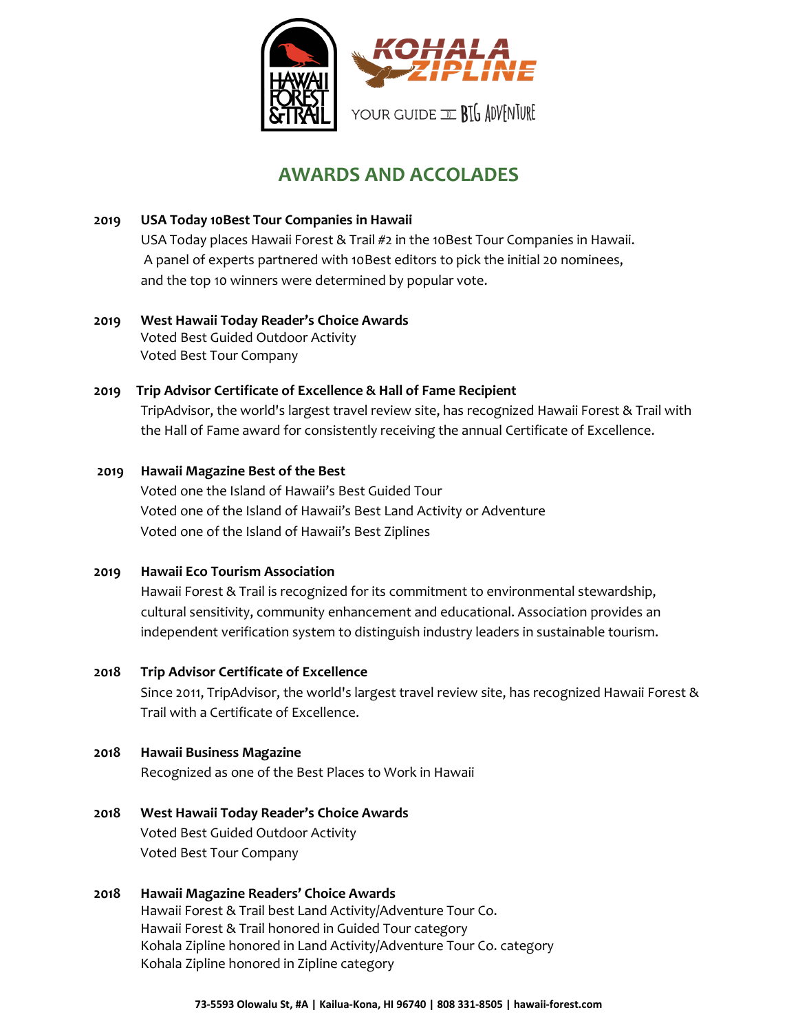# AWARDS AND ACCOLADES

**2019 USA Today 10Best Tour Companies in Hawaii**

USA Today places Hawaii Forest & Trail #2 in the 10Best Tour Companies in Hawaii. A panel of experts partnered with 10Best editors to pick the initial 20 nominees, and the top 10 winners were determined by popular vote.

**2019 West Hawaii Today Reader's Choice Awards**

Voted Best Guided Outdoor Activity
Voted Best Tour Company

**2019 Trip Advisor Certificate of Excellence & Hall of Fame Recipient**

TripAdvisor, the world's largest travel review site, has recognized Hawaii Forest & Trail with the Hall of Fame award for consistently receiving the annual Certificate of Excellence.

**2019 Hawaii Magazine Best of the Best**

Voted one the Island of Hawaii's Best Guided Tour
Voted one of the Island of Hawaii's Best Land Activity or Adventure
Voted one of the Island of Hawaii's Best Ziplines

**2019 Hawaii Eco Tourism Association**

Hawaii Forest & Trail is recognized for its commitment to environmental stewardship, cultural sensitivity, community enhancement and educational. Association provides an independent verification system to distinguish industry leaders in sustainable tourism.

**2018 Trip Advisor Certificate of Excellence**

Since 2011, TripAdvisor, the world's largest travel review site, has recognized Hawaii Forest & Trail with a Certificate of Excellence.

**2018 Hawaii Business Magazine**

Recognized as one of the Best Places to Work in Hawaii

**2018 West Hawaii Today Reader's Choice Awards**

Voted Best Guided Outdoor Activity
Voted Best Tour Company

**2018 Hawaii Magazine Readers' Choice Awards**

Hawaii Forest & Trail best Land Activity/Adventure Tour Co.
Hawaii Forest & Trail honored in Guided Tour category
Kohala Zipline honored in Land Activity/Adventure Tour Co. category
Kohala Zipline honored in Zipline category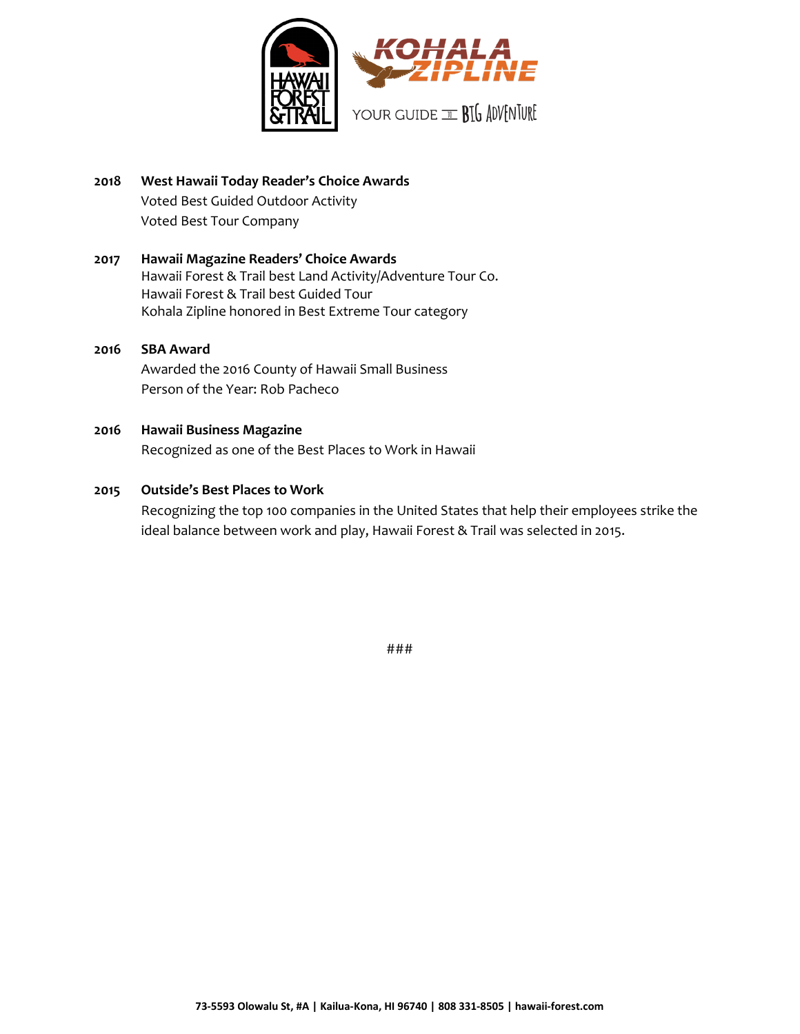**2018 West Hawaii Today Reader's Choice Awards**

Voted Best Guided Outdoor Activity
Voted Best Tour Company

**2017 Hawaii Magazine Readers' Choice Awards**

Hawaii Forest & Trail best Land Activity/Adventure Tour Co.
Hawaii Forest & Trail best Guided Tour
Kohala Zipline honored in Best Extreme Tour category

**2016 SBA Award**

Awarded the 2016 County of Hawaii Small Business
Person of the Year: Rob Pacheco

**2016 Hawaii Business Magazine**

Recognized as one of the Best Places to Work in Hawaii

**2015 Outside's Best Places to Work**

Recognizing the top 100 companies in the United States that help their employees strike the ideal balance between work and play, Hawaii Forest & Trail was selected in 2015.

###

**73-5593 Olowalu St, #A | Kailua-Kona, HI 96740 | 808 331-8505 | hawaii-forest.com**